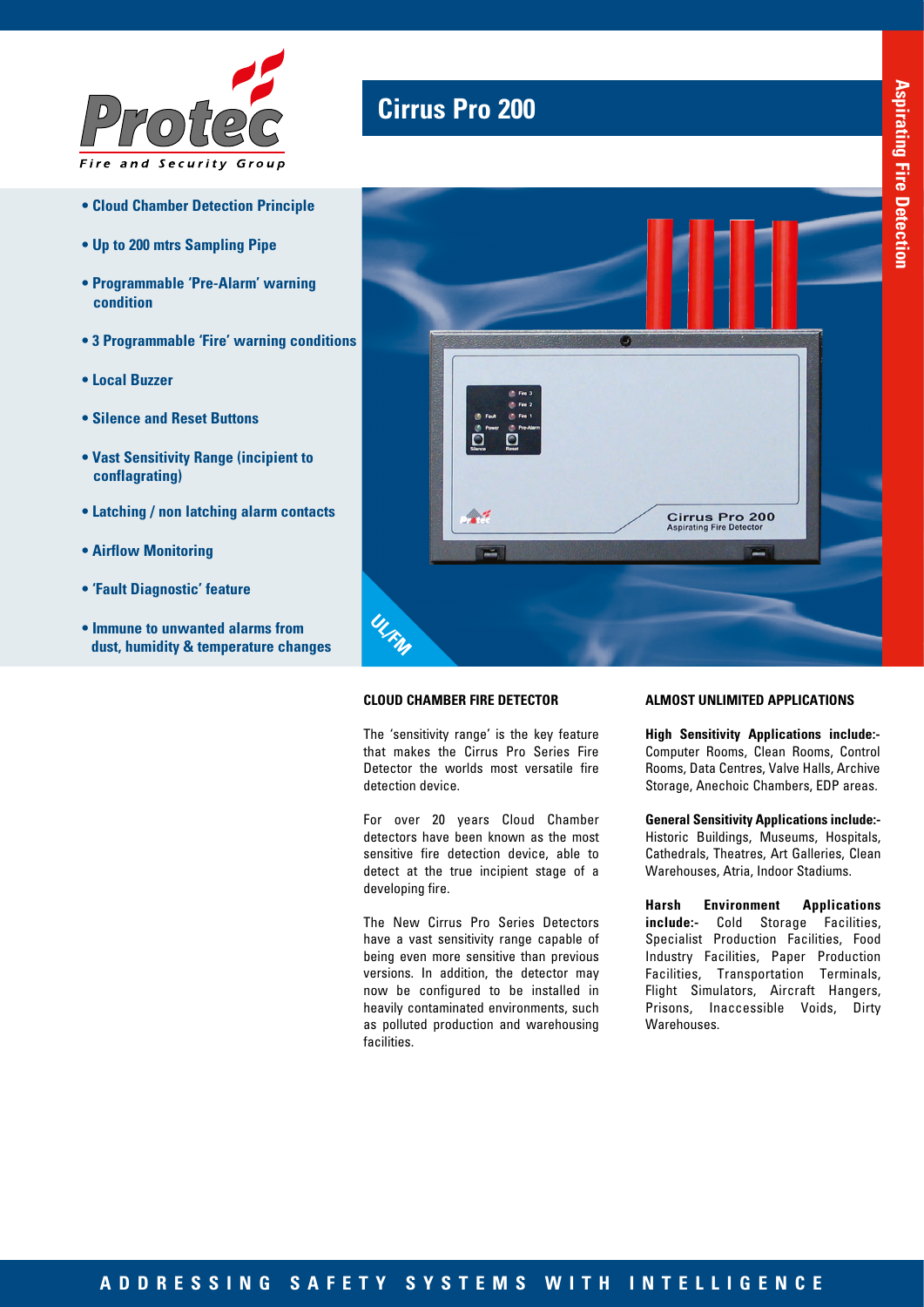# Cirrus Pro 200

Aspirating Fire Detection

- Cloud Chamber Detection Principle
- Up to 200 mtrs Sampling Pipe
- Programmable 'Pre-Alarm' warning condition
- 3 Programmable 'Fire' warning conditions
- Local Buzzer
- Silence and Reset Buttons
- Vast Sensitivity Range (incipient to conflagrating)
- Latching / non latching alarm contacts
- Airflow Monitoring
- 'Fault Diagnostic' feature
- Immune to unwanted alarms from dust, humidity & temperature changes

UL/FM

## CLOUD CHAMBER FIRE DETECTOR

The 'sensitivity range' is the key feature that makes the Cirrus Pro Series Fire Detector the worlds most versatile fire detection device.

For over 20 years Cloud Chamber detectors have been known as the most sensitive fire detection device, able to detect at the true incipient stage of a developing fire.

The New Cirrus Pro Series Detectors have a vast sensitivity range capable of being even more sensitive than previous versions. In addition, the detector may now be configured to be installed in heavily contaminated environments, such as polluted production and warehousing facilities.

## ALMOST UNLIMITED APPLICATIONS

**High Sensitivity Applications include:-** Computer Rooms, Clean Rooms, Control Rooms, Data Centres, Valve Halls, Archive Storage, Anechoic Chambers, EDP areas.

**General Sensitivity Applications include:-** Historic Buildings, Museums, Hospitals, Cathedrals, Theatres, Art Galleries, Clean Warehouses, Atria, Indoor Stadiums.

**Harsh Environment Applications include:-** Cold Storage Facilities, Specialist Production Facilities, Food Industry Facilities, Paper Production Facilities, Transportation Terminals, Flight Simulators, Aircraft Hangers, Prisons, Inaccessible Voids, Dirty Warehouses.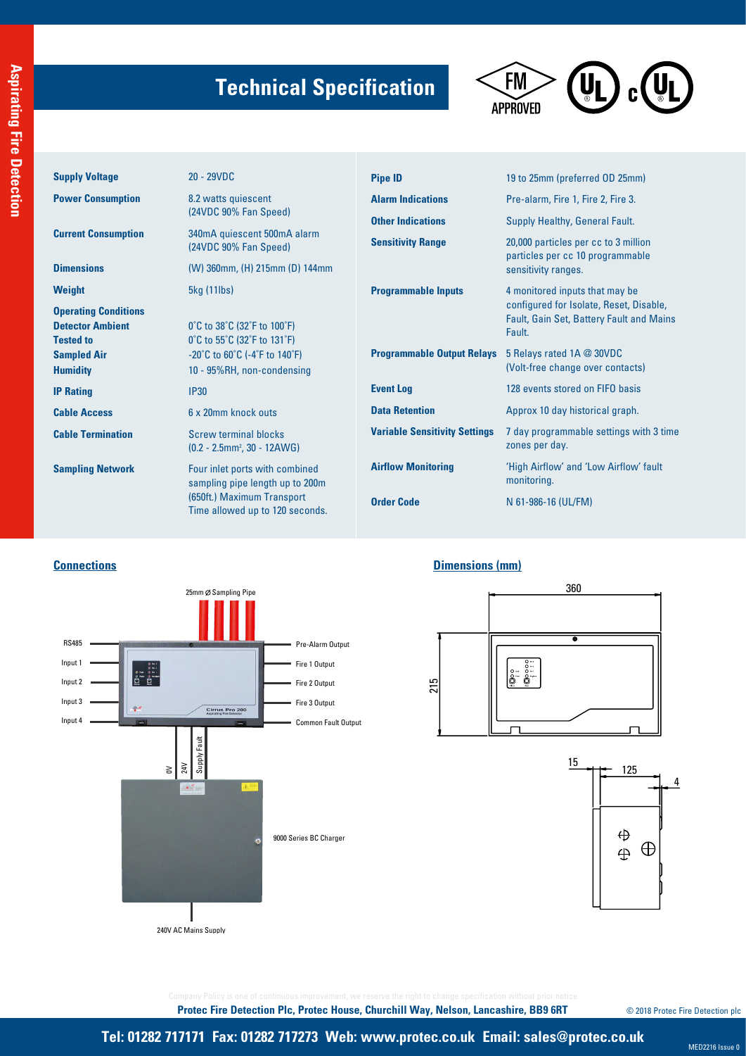# Technical Specification

| | |
|---|---|
| **Supply Voltage** | 20 - 29VDC |
| **Power Consumption** | 8.2 watts quiescent (24VDC 90% Fan Speed) |
| **Current Consumption** | 340mA quiescent 500mA alarm (24VDC 90% Fan Speed) |
| **Dimensions** | (W) 360mm, (H) 215mm (D) 144mm |
| **Weight** | 5kg (11lbs) |
| **Operating Conditions** | |
| **Detector Ambient** | 0˚C to 38˚C (32˚F to 100˚F) |
| **Tested to** | 0˚C to 55˚C (32˚F to 131˚F) |
| **Sampled Air** | -20˚C to 60˚C (-4˚F to 140˚F) |
| **Humidity** | 10 - 95%RH, non-condensing |
| **IP Rating** | IP30 |
| **Cable Access** | 6 x 20mm knock outs |
| **Cable Termination** | Screw terminal blocks (0.2 - 2.5mm², 30 - 12AWG) |
| **Sampling Network** | Four inlet ports with combined sampling pipe length up to 200m (650ft.) Maximum Transport Time allowed up to 120 seconds. |
| **Pipe ID** | 19 to 25mm (preferred OD 25mm) |
| **Alarm Indications** | Pre-alarm, Fire 1, Fire 2, Fire 3. |
| **Other Indications** | Supply Healthy, General Fault. |
| **Sensitivity Range** | 20,000 particles per cc to 3 million particles per cc 10 programmable sensitivity ranges. |
| **Programmable Inputs** | 4 monitored inputs that may be configured for Isolate, Reset, Disable, Fault, Gain Set, Battery Fault and Mains Fault. |
| **Programmable Output Relays** | 5 Relays rated 1A @ 30VDC (Volt-free change over contacts) |
| **Event Log** | 128 events stored on FIFO basis |
| **Data Retention** | Approx 10 day historical graph. |
| **Variable Sensitivity Settings** | 7 day programmable settings with 3 time zones per day. |
| **Airflow Monitoring** | 'High Airflow' and 'Low Airflow' fault monitoring. |
| **Order Code** | N 61-986-16 (UL/FM) |

## Connections

25mm ⌀ Sampling Pipe

RS485
Input 1
Input 2
Input 3
Input 4

Pre-Alarm Output
Fire 1 Output
Fire 2 Output
Fire 3 Output
Common Fault Output

0V
24V
Supply Fault

9000 Series BC Charger

240V AC Mains Supply

## Dimensions (mm)

360
215
15
125
4

Company Policy is one of continuous improvement, we reserve the right to change specification without prior notice

**Protec Fire Detection Plc, Protec House, Churchill Way, Nelson, Lancashire, BB9 6RT**

© 2018 Protec Fire Detection plc

**Tel: 01282 717171 Fax: 01282 717273 Web: www.protec.co.uk Email: sales@protec.co.uk**

MED2216 Issue 0